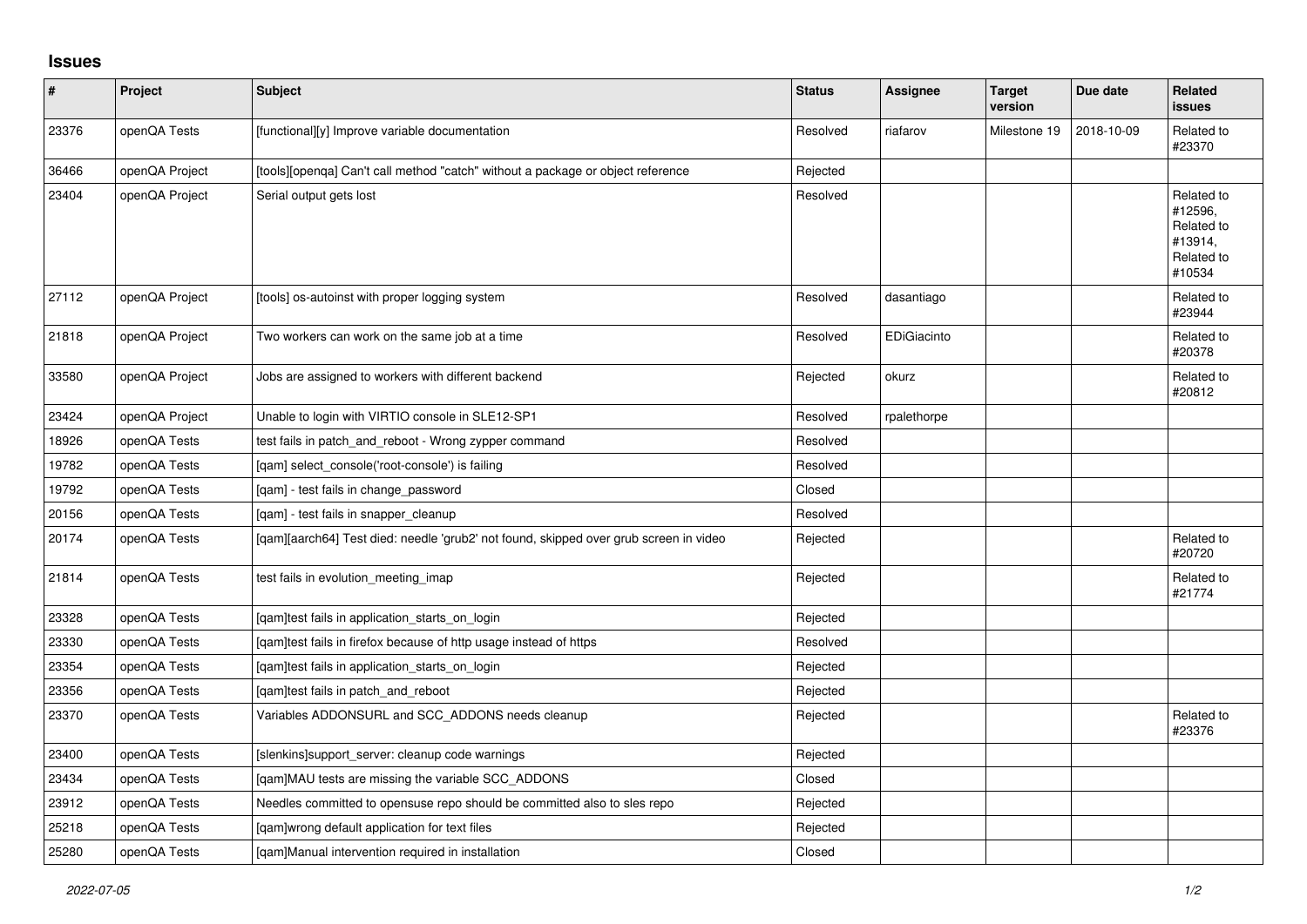## Issues

| # | Project | Subject | Status | Assignee | Target version | Due date | Related issues |
|---|---|---|---|---|---|---|---|
| 23376 | openQA Tests | [functional][y] Improve variable documentation | Resolved | riafarov | Milestone 19 | 2018-10-09 | Related to #23370 |
| 36466 | openQA Project | [tools][openqa] Can't call method "catch" without a package or object reference | Rejected | | | | |
| 23404 | openQA Project | Serial output gets lost | Resolved | | | | Related to #12596, Related to #13914, Related to #10534 |
| 27112 | openQA Project | [tools] os-autoinst with proper logging system | Resolved | dasantiago | | | Related to #23944 |
| 21818 | openQA Project | Two workers can work on the same job at a time | Resolved | EDiGiacinto | | | Related to #20378 |
| 33580 | openQA Project | Jobs are assigned to workers with different backend | Rejected | okurz | | | Related to #20812 |
| 23424 | openQA Project | Unable to login with VIRTIO console in SLE12-SP1 | Resolved | rpalethorpe | | | |
| 18926 | openQA Tests | test fails in patch_and_reboot - Wrong zypper command | Resolved | | | | |
| 19782 | openQA Tests | [qam] select_console('root-console') is failing | Resolved | | | | |
| 19792 | openQA Tests | [qam] - test fails in change_password | Closed | | | | |
| 20156 | openQA Tests | [qam] - test fails in snapper_cleanup | Resolved | | | | |
| 20174 | openQA Tests | [qam][aarch64] Test died: needle 'grub2' not found, skipped over grub screen in video | Rejected | | | | Related to #20720 |
| 21814 | openQA Tests | test fails in evolution_meeting_imap | Rejected | | | | Related to #21774 |
| 23328 | openQA Tests | [qam]test fails in application_starts_on_login | Rejected | | | | |
| 23330 | openQA Tests | [qam]test fails in firefox because of http usage instead of https | Resolved | | | | |
| 23354 | openQA Tests | [qam]test fails in application_starts_on_login | Rejected | | | | |
| 23356 | openQA Tests | [qam]test fails in patch_and_reboot | Rejected | | | | |
| 23370 | openQA Tests | Variables ADDONSURL and SCC_ADDONS needs cleanup | Rejected | | | | Related to #23376 |
| 23400 | openQA Tests | [slenkins]support_server: cleanup code warnings | Rejected | | | | |
| 23434 | openQA Tests | [qam]MAU tests are missing the variable SCC_ADDONS | Closed | | | | |
| 23912 | openQA Tests | Needles committed to opensuse repo should be committed also to sles repo | Rejected | | | | |
| 25218 | openQA Tests | [qam]wrong default application for text files | Rejected | | | | |
| 25280 | openQA Tests | [qam]Manual intervention required in installation | Closed | | | | |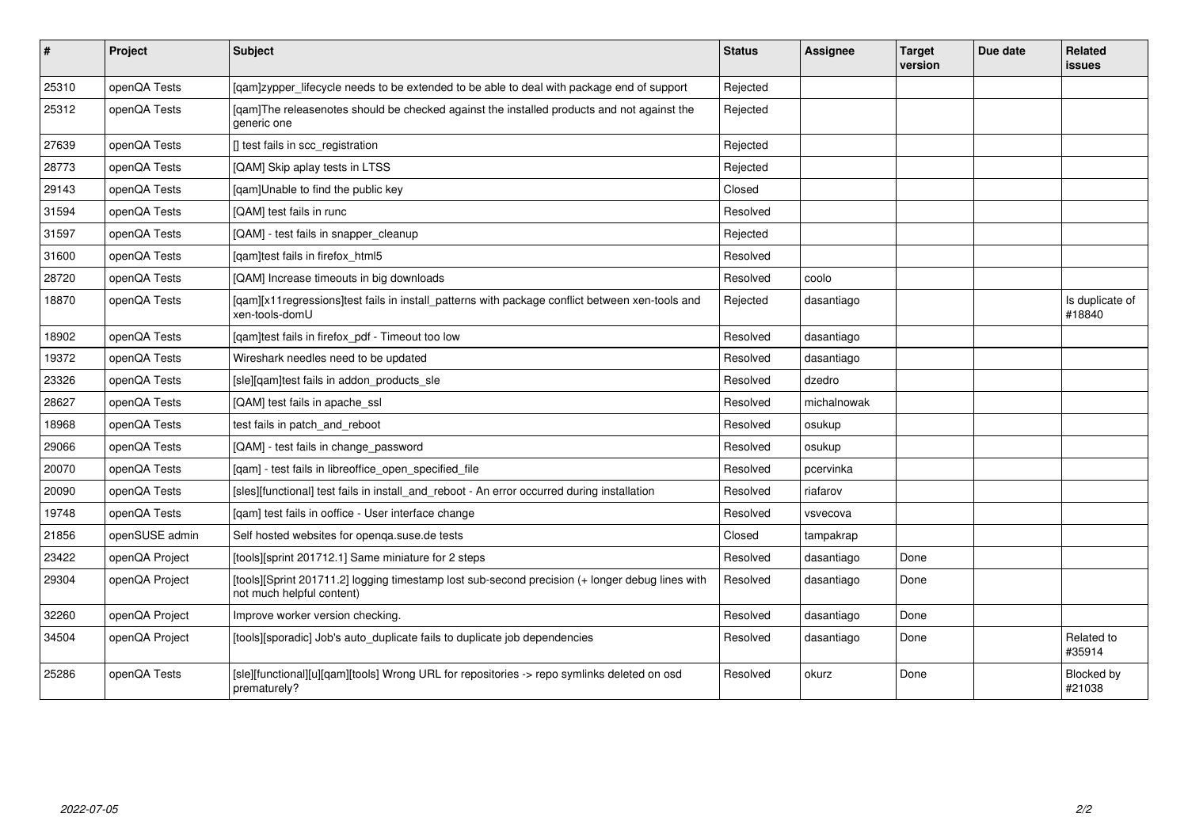| # | Project | Subject | Status | Assignee | Target version | Due date | Related issues |
|---|---|---|---|---|---|---|---|
| 25310 | openQA Tests | [qam]zypper_lifecycle needs to be extended to be able to deal with package end of support | Rejected | | | | |
| 25312 | openQA Tests | [qam]The releasenotes should be checked against the installed products and not against the generic one | Rejected | | | | |
| 27639 | openQA Tests | [] test fails in scc_registration | Rejected | | | | |
| 28773 | openQA Tests | [QAM] Skip aplay tests in LTSS | Rejected | | | | |
| 29143 | openQA Tests | [qam]Unable to find the public key | Closed | | | | |
| 31594 | openQA Tests | [QAM] test fails in runc | Resolved | | | | |
| 31597 | openQA Tests | [QAM] - test fails in snapper_cleanup | Rejected | | | | |
| 31600 | openQA Tests | [qam]test fails in firefox_html5 | Resolved | | | | |
| 28720 | openQA Tests | [QAM] Increase timeouts in big downloads | Resolved | coolo | | | |
| 18870 | openQA Tests | [qam][x11regressions]test fails in install_patterns with package conflict between xen-tools and xen-tools-domU | Rejected | dasantiago | | | Is duplicate of #18840 |
| 18902 | openQA Tests | [qam]test fails in firefox_pdf - Timeout too low | Resolved | dasantiago | | | |
| 19372 | openQA Tests | Wireshark needles need to be updated | Resolved | dasantiago | | | |
| 23326 | openQA Tests | [sle][qam]test fails in addon_products_sle | Resolved | dzedro | | | |
| 28627 | openQA Tests | [QAM] test fails in apache_ssl | Resolved | michalnowak | | | |
| 18968 | openQA Tests | test fails in patch_and_reboot | Resolved | osukup | | | |
| 29066 | openQA Tests | [QAM] - test fails in change_password | Resolved | osukup | | | |
| 20070 | openQA Tests | [qam] - test fails in libreoffice_open_specified_file | Resolved | pcervinka | | | |
| 20090 | openQA Tests | [sles][functional] test fails in install_and_reboot - An error occurred during installation | Resolved | riafarov | | | |
| 19748 | openQA Tests | [qam] test fails in ooffice - User interface change | Resolved | vsvecova | | | |
| 21856 | openSUSE admin | Self hosted websites for openqa.suse.de tests | Closed | tampakrap | | | |
| 23422 | openQA Project | [tools][sprint 201712.1] Same miniature for 2 steps | Resolved | dasantiago | Done | | |
| 29304 | openQA Project | [tools][Sprint 201711.2] logging timestamp lost sub-second precision (+ longer debug lines with not much helpful content) | Resolved | dasantiago | Done | | |
| 32260 | openQA Project | Improve worker version checking. | Resolved | dasantiago | Done | | |
| 34504 | openQA Project | [tools][sporadic] Job's auto_duplicate fails to duplicate job dependencies | Resolved | dasantiago | Done | | Related to #35914 |
| 25286 | openQA Tests | [sle][functional][u][qam][tools] Wrong URL for repositories -> repo symlinks deleted on osd prematurely? | Resolved | okurz | Done | | Blocked by #21038 |